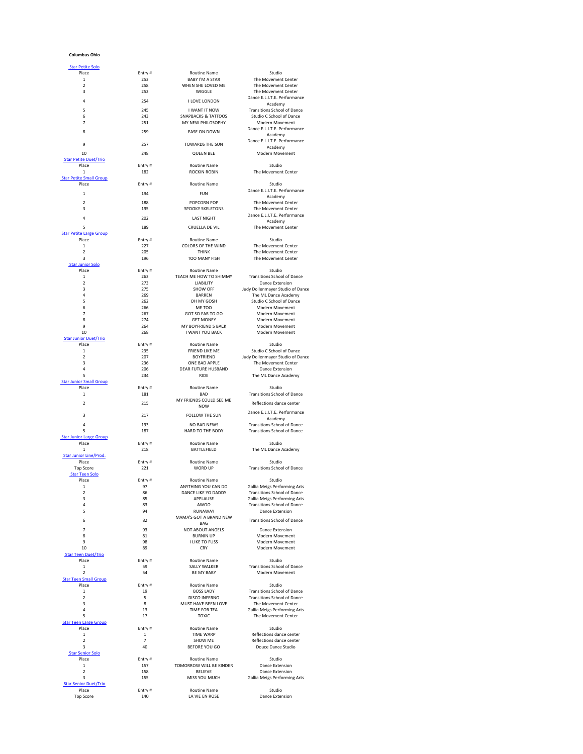**Columbus Ohio**

### Star Petite Solo

| Place | Entry # | Routine Name | Studio |
|---|---|---|---|
| 1 | 253 | BABY I'M A STAR | The Movement Center |
| 2 | 258 | WHEN SHE LOVED ME | The Movement Center |
| 3 | 252 | WIGGLE | The Movement Center |
| 4 | 254 | I LOVE LONDON | Dance E.L.I.T.E. Performance Academy |
| 5 | 245 | I WANT IT NOW | Transitions School of Dance |
| 6 | 243 | SNAPBACKS & TATTOOS | Studio C School of Dance |
| 7 | 251 | MY NEW PHILOSOPHY | Modern Movement |
| 8 | 259 | EASE ON DOWN | Dance E.L.I.T.E. Performance Academy |
| 9 | 257 | TOWARDS THE SUN | Dance E.L.I.T.E. Performance Academy |
| 10 | 248 | QUEEN BEE | Modern Movement |

### Star Petite Duet/Trio

| Place | Entry # | Routine Name | Studio |
|---|---|---|---|
| 1 | 182 | ROCKIN ROBIN | The Movement Center |

### Star Petite Small Group

| Place | Entry # | Routine Name | Studio |
|---|---|---|---|
| 1 | 194 | FUN | Dance E.L.I.T.E. Performance Academy |
| 2 | 188 | POPCORN POP | The Movement Center |
| 3 | 195 | SPOOKY SKELETONS | The Movement Center |
| 4 | 202 | LAST NIGHT | Dance E.L.I.T.E. Performance Academy |
| 5 | 189 | CRUELLA DE VIL | The Movement Center |

### Star Petite Large Group

| Place | Entry # | Routine Name | Studio |
|---|---|---|---|
| 1 | 227 | COLORS OF THE WIND | The Movement Center |
| 2 | 205 | THINK | The Movement Center |
| 3 | 196 | TOO MANY FISH | The Movement Center |

### Star Junior Solo

| Place | Entry # | Routine Name | Studio |
|---|---|---|---|
| 1 | 263 | TEACH ME HOW TO SHIMMY | Transitions School of Dance |
| 2 | 273 | LIABILITY | Dance Extension |
| 3 | 275 | SHOW OFF | Judy Dollenmayer Studio of Dance |
| 4 | 269 | BARREN | The ML Dance Academy |
| 5 | 262 | OH MY GOSH | Studio C School of Dance |
| 6 | 266 | ME TOO | Modern Movement |
| 7 | 267 | GOT SO FAR TO GO | Modern Movement |
| 8 | 274 | GET MONEY | Modern Movement |
| 9 | 264 | MY BOYFRIEND S BACK | Modern Movement |
| 10 | 268 | I WANT YOU BACK | Modern Movement |

### Star Junior Duet/Trio

| Place | Entry # | Routine Name | Studio |
|---|---|---|---|
| 1 | 235 | FRIEND LIKE ME | Studio C School of Dance |
| 2 | 207 | BOYFRIEND | Judy Dollenmayer Studio of Dance |
| 3 | 236 | ONE BAD APPLE | The Movement Center |
| 4 | 206 | DEAR FUTURE HUSBAND | Dance Extension |
| 5 | 234 | RIDE | The ML Dance Academy |

### Star Junior Small Group

| Place | Entry # | Routine Name | Studio |
|---|---|---|---|
| 1 | 181 | BAD | Transitions School of Dance |
| 2 | 215 | MY FRIENDS COULD SEE ME NOW | Reflections dance center |
| 3 | 217 | FOLLOW THE SUN | Dance E.L.I.T.E. Performance Academy |
| 4 | 193 | NO BAD NEWS | Transitions School of Dance |
| 5 | 187 | HARD TO THE BODY | Transitions School of Dance |

### Star Junior Large Group

| Place | Entry # | Routine Name | Studio |
|---|---|---|---|
| 1 | 218 | BATTLEFIELD | The ML Dance Academy |

### Star Junior Line/Prod.

| Place | Entry # | Routine Name | Studio |
|---|---|---|---|
| Top Score | 221 | WORD UP | Transitions School of Dance |

### Star Teen Solo

| Place | Entry # | Routine Name | Studio |
|---|---|---|---|
| 1 | 97 | ANYTHING YOU CAN DO | Gallia Meigs Performing Arts |
| 2 | 86 | DANCE LIKE YO DADDY | Transitions School of Dance |
| 3 | 85 | APPLAUSE | Gallia Meigs Performing Arts |
| 4 | 83 | AWOO | Transitions School of Dance |
| 5 | 94 | RUNAWAY | Dance Extension |
| 6 | 82 | MAMA'S GOT A BRAND NEW BAG | Transitions School of Dance |
| 7 | 93 | NOT ABOUT ANGELS | Dance Extension |
| 8 | 81 | BURNIN UP | Modern Movement |
| 9 | 98 | I LIKE TO FUSS | Modern Movement |
| 10 | 89 | CRY | Modern Movement |

### Star Teen Duet/Trio

| Place | Entry # | Routine Name | Studio |
|---|---|---|---|
| 1 | 59 | SALLY WALKER | Transitions School of Dance |
| 2 | 54 | BE MY BABY | Modern Movement |

### Star Teen Small Group

| Place | Entry # | Routine Name | Studio |
|---|---|---|---|
| 1 | 19 | BOSS LADY | Transitions School of Dance |
| 2 | 5 | DISCO INFERNO | Transitions School of Dance |
| 3 | 8 | MUST HAVE BEEN LOVE | The Movement Center |
| 4 | 13 | TIME FOR TEA | Gallia Meigs Performing Arts |
| 5 | 17 | TOXIC | The Movement Center |

### Star Teen Large Group

| Place | Entry # | Routine Name | Studio |
|---|---|---|---|
| 1 | 1 | TIME WARP | Reflections dance center |
| 2 | 7 | SHOW ME | Reflections dance center |
| 3 | 40 | BEFORE YOU GO | Douce Dance Studio |

### Star Senior Solo

| Place | Entry # | Routine Name | Studio |
|---|---|---|---|
| 1 | 157 | TOMORROW WILL BE KINDER | Dance Extension |
| 2 | 158 | BELIEVE | Dance Extension |
| 3 | 155 | MISS YOU MUCH | Gallia Meigs Performing Arts |

### Star Senior Duet/Trio

| Place | Entry # | Routine Name | Studio |
|---|---|---|---|
| Top Score | 140 | LA VIE EN ROSE | Dance Extension |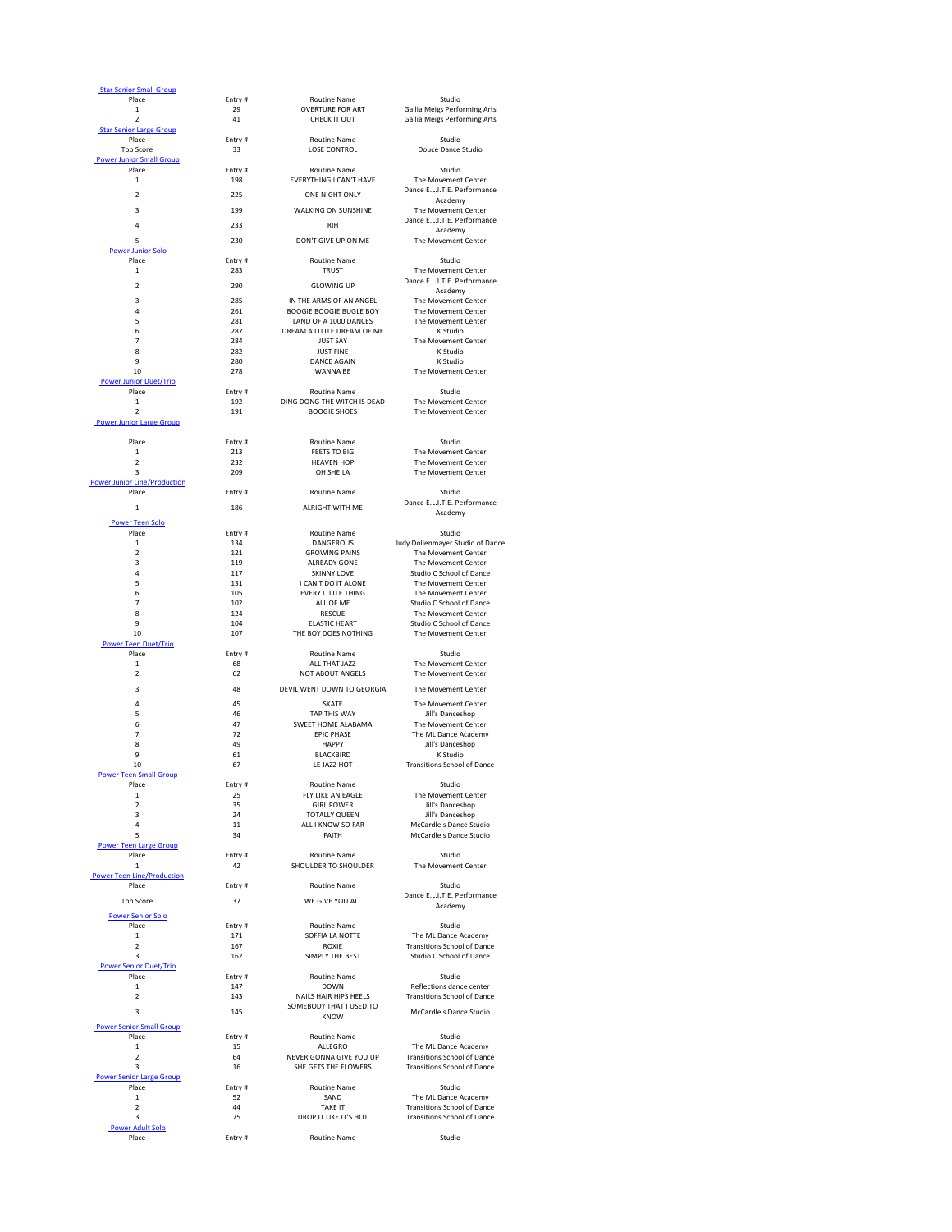## Star Senior Small Group

| Place | Entry # | Routine Name | Studio |
|---|---|---|---|
| 1 | 29 | OVERTURE FOR ART | Gallia Meigs Performing Arts |
| 2 | 41 | CHECK IT OUT | Gallia Meigs Performing Arts |

## Star Senior Large Group

| Place | Entry # | Routine Name | Studio |
|---|---|---|---|
| Top Score | 33 | LOSE CONTROL | Douce Dance Studio |

## Power Junior Small Group

| Place | Entry # | Routine Name | Studio |
|---|---|---|---|
| 1 | 198 | EVERYTHING I CAN'T HAVE | The Movement Center |
| 2 | 225 | ONE NIGHT ONLY | Dance E.L.I.T.E. Performance Academy |
| 3 | 199 | WALKING ON SUNSHINE | The Movement Center |
| 4 | 233 | RIH | Dance E.L.I.T.E. Performance Academy |
| 5 | 230 | DON'T GIVE UP ON ME | The Movement Center |

## Power Junior Solo

| Place | Entry # | Routine Name | Studio |
|---|---|---|---|
| 1 | 283 | TRUST | The Movement Center |
| 2 | 290 | GLOWING UP | Dance E.L.I.T.E. Performance Academy |
| 3 | 285 | IN THE ARMS OF AN ANGEL | The Movement Center |
| 4 | 261 | BOOGIE BOOGIE BUGLE BOY | The Movement Center |
| 5 | 281 | LAND OF A 1000 DANCES | The Movement Center |
| 6 | 287 | DREAM A LITTLE DREAM OF ME | K Studio |
| 7 | 284 | JUST SAY | The Movement Center |
| 8 | 282 | JUST FINE | K Studio |
| 9 | 280 | DANCE AGAIN | K Studio |
| 10 | 278 | WANNA BE | The Movement Center |

## Power Junior Duet/Trio

| Place | Entry # | Routine Name | Studio |
|---|---|---|---|
| 1 | 192 | DING DONG THE WITCH IS DEAD | The Movement Center |
| 2 | 191 | BOOGIE SHOES | The Movement Center |

## Power Junior Large Group

| Place | Entry # | Routine Name | Studio |
|---|---|---|---|
| 1 | 213 | FEETS TO BIG | The Movement Center |
| 2 | 232 | HEAVEN HOP | The Movement Center |
| 3 | 209 | OH SHEILA | The Movement Center |

## Power Junior Line/Production

| Place | Entry # | Routine Name | Studio |
|---|---|---|---|
| 1 | 186 | ALRIGHT WITH ME | Dance E.L.I.T.E. Performance Academy |

## Power Teen Solo

| Place | Entry # | Routine Name | Studio |
|---|---|---|---|
| 1 | 134 | DANGEROUS | Judy Dollenmayer Studio of Dance |
| 2 | 121 | GROWING PAINS | The Movement Center |
| 3 | 119 | ALREADY GONE | The Movement Center |
| 4 | 117 | SKINNY LOVE | Studio C School of Dance |
| 5 | 131 | I CAN'T DO IT ALONE | The Movement Center |
| 6 | 105 | EVERY LITTLE THING | The Movement Center |
| 7 | 102 | ALL OF ME | Studio C School of Dance |
| 8 | 124 | RESCUE | The Movement Center |
| 9 | 104 | ELASTIC HEART | Studio C School of Dance |
| 10 | 107 | THE BOY DOES NOTHING | The Movement Center |

## Power Teen Duet/Trio

| Place | Entry # | Routine Name | Studio |
|---|---|---|---|
| 1 | 68 | ALL THAT JAZZ | The Movement Center |
| 2 | 62 | NOT ABOUT ANGELS | The Movement Center |
| 3 | 48 | DEVIL WENT DOWN TO GEORGIA | The Movement Center |
| 4 | 45 | SKATE | The Movement Center |
| 5 | 46 | TAP THIS WAY | Jill's Danceshop |
| 6 | 47 | SWEET HOME ALABAMA | The Movement Center |
| 7 | 72 | EPIC PHASE | The ML Dance Academy |
| 8 | 49 | HAPPY | Jill's Danceshop |
| 9 | 61 | BLACKBIRD | K Studio |
| 10 | 67 | LE JAZZ HOT | Transitions School of Dance |

## Power Teen Small Group

| Place | Entry # | Routine Name | Studio |
|---|---|---|---|
| 1 | 25 | FLY LIKE AN EAGLE | The Movement Center |
| 2 | 35 | GIRL POWER | Jill's Danceshop |
| 3 | 24 | TOTALLY QUEEN | Jill's Danceshop |
| 4 | 11 | ALL I KNOW SO FAR | McCardle's Dance Studio |
| 5 | 34 | FAITH | McCardle's Dance Studio |

## Power Teen Large Group

| Place | Entry # | Routine Name | Studio |
|---|---|---|---|
| 1 | 42 | SHOULDER TO SHOULDER | The Movement Center |

## Power Teen Line/Production

| Place | Entry # | Routine Name | Studio |
|---|---|---|---|
| Top Score | 37 | WE GIVE YOU ALL | Dance E.L.I.T.E. Performance Academy |

## Power Senior Solo

| Place | Entry # | Routine Name | Studio |
|---|---|---|---|
| 1 | 171 | SOFFIA LA NOTTE | The ML Dance Academy |
| 2 | 167 | ROXIE | Transitions School of Dance |
| 3 | 162 | SIMPLY THE BEST | Studio C School of Dance |

## Power Senior Duet/Trio

| Place | Entry # | Routine Name | Studio |
|---|---|---|---|
| 1 | 147 | DOWN | Reflections dance center |
| 2 | 143 | NAILS HAIR HIPS HEELS | Transitions School of Dance |
| 3 | 145 | SOMEBODY THAT I USED TO KNOW | McCardle's Dance Studio |

## Power Senior Small Group

| Place | Entry # | Routine Name | Studio |
|---|---|---|---|
| 1 | 15 | ALLEGRO | The ML Dance Academy |
| 2 | 64 | NEVER GONNA GIVE YOU UP | Transitions School of Dance |
| 3 | 16 | SHE GETS THE FLOWERS | Transitions School of Dance |

## Power Senior Large Group

| Place | Entry # | Routine Name | Studio |
|---|---|---|---|
| 1 | 52 | SAND | The ML Dance Academy |
| 2 | 44 | TAKE IT | Transitions School of Dance |
| 3 | 75 | DROP IT LIKE IT'S HOT | Transitions School of Dance |

## Power Adult Solo

| Place | Entry # | Routine Name | Studio |
|---|---|---|---|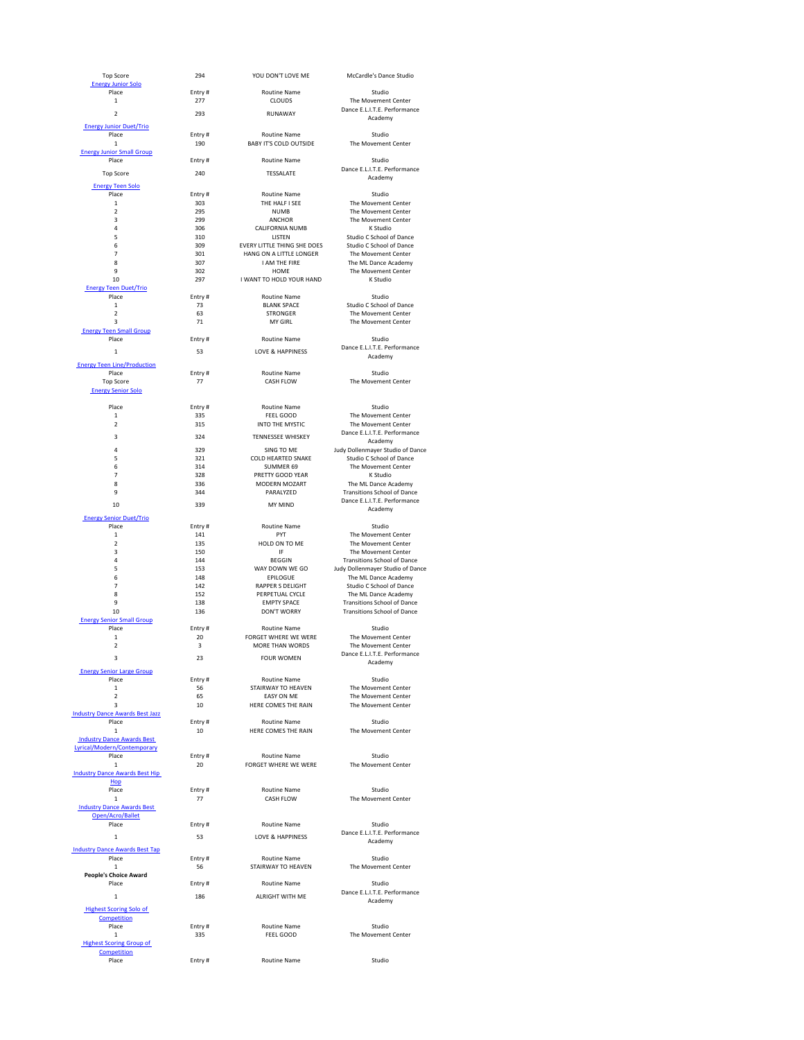| Top Score | 294 | YOU DON'T LOVE ME | McCardle's Dance Studio |
|---|---|---|---|

**Energy Junior Solo**

| Place | Entry # | Routine Name | Studio |
|---|---|---|---|
| 1 | 277 | CLOUDS | The Movement Center |
| 2 | 293 | RUNAWAY | Dance E.L.I.T.E. Performance Academy |

**Energy Junior Duet/Trio**

| Place | Entry # | Routine Name | Studio |
|---|---|---|---|
| 1 | 190 | BABY IT'S COLD OUTSIDE | The Movement Center |

**Energy Junior Small Group**

| Place | Entry # | Routine Name | Studio |
|---|---|---|---|
| Top Score | 240 | TESSALATE | Dance E.L.I.T.E. Performance Academy |

**Energy Teen Solo**

| Place | Entry # | Routine Name | Studio |
|---|---|---|---|
| 1 | 303 | THE HALF I SEE | The Movement Center |
| 2 | 295 | NUMB | The Movement Center |
| 3 | 299 | ANCHOR | The Movement Center |
| 4 | 306 | CALIFORNIA NUMB | K Studio |
| 5 | 310 | LISTEN | Studio C School of Dance |
| 6 | 309 | EVERY LITTLE THING SHE DOES | Studio C School of Dance |
| 7 | 301 | HANG ON A LITTLE LONGER | The Movement Center |
| 8 | 307 | I AM THE FIRE | The ML Dance Academy |
| 9 | 302 | HOME | The Movement Center |
| 10 | 297 | I WANT TO HOLD YOUR HAND | K Studio |

**Energy Teen Duet/Trio**

| Place | Entry # | Routine Name | Studio |
|---|---|---|---|
| 1 | 73 | BLANK SPACE | Studio C School of Dance |
| 2 | 63 | STRONGER | The Movement Center |
| 3 | 71 | MY GIRL | The Movement Center |

**Energy Teen Small Group**

| Place | Entry # | Routine Name | Studio |
|---|---|---|---|
| 1 | 53 | LOVE & HAPPINESS | Dance E.L.I.T.E. Performance Academy |

**Energy Teen Line/Production**

| Place | Entry # | Routine Name | Studio |
|---|---|---|---|
| Top Score | 77 | CASH FLOW | The Movement Center |

**Energy Senior Solo**

| Place | Entry # | Routine Name | Studio |
|---|---|---|---|
| 1 | 335 | FEEL GOOD | The Movement Center |
| 2 | 315 | INTO THE MYSTIC | The Movement Center |
| 3 | 324 | TENNESSEE WHISKEY | Dance E.L.I.T.E. Performance Academy |
| 4 | 329 | SING TO ME | Judy Dollenmayer Studio of Dance |
| 5 | 321 | COLD HEARTED SNAKE | Studio C School of Dance |
| 6 | 314 | SUMMER 69 | The Movement Center |
| 7 | 328 | PRETTY GOOD YEAR | K Studio |
| 8 | 336 | MODERN MOZART | The ML Dance Academy |
| 9 | 344 | PARALYZED | Transitions School of Dance |
| 10 | 339 | MY MIND | Dance E.L.I.T.E. Performance Academy |

**Energy Senior Duet/Trio**

| Place | Entry # | Routine Name | Studio |
|---|---|---|---|
| 1 | 141 | PYT | The Movement Center |
| 2 | 135 | HOLD ON TO ME | The Movement Center |
| 3 | 150 | IF | The Movement Center |
| 4 | 144 | BEGGIN | Transitions School of Dance |
| 5 | 153 | WAY DOWN WE GO | Judy Dollenmayer Studio of Dance |
| 6 | 148 | EPILOGUE | The ML Dance Academy |
| 7 | 142 | RAPPER S DELIGHT | Studio C School of Dance |
| 8 | 152 | PERPETUAL CYCLE | The ML Dance Academy |
| 9 | 138 | EMPTY SPACE | Transitions School of Dance |
| 10 | 136 | DON'T WORRY | Transitions School of Dance |

**Energy Senior Small Group**

| Place | Entry # | Routine Name | Studio |
|---|---|---|---|
| 1 | 20 | FORGET WHERE WE WERE | The Movement Center |
| 2 | 3 | MORE THAN WORDS | The Movement Center |
| 3 | 23 | FOUR WOMEN | Dance E.L.I.T.E. Performance Academy |

**Energy Senior Large Group**

| Place | Entry # | Routine Name | Studio |
|---|---|---|---|
| 1 | 56 | STAIRWAY TO HEAVEN | The Movement Center |
| 2 | 65 | EASY ON ME | The Movement Center |
| 3 | 10 | HERE COMES THE RAIN | The Movement Center |

**Industry Dance Awards Best Jazz**

| Place | Entry # | Routine Name | Studio |
|---|---|---|---|
| 1 | 10 | HERE COMES THE RAIN | The Movement Center |

**Industry Dance Awards Best Lyrical/Modern/Contemporary**

| Place | Entry # | Routine Name | Studio |
|---|---|---|---|
| 1 | 20 | FORGET WHERE WE WERE | The Movement Center |

**Industry Dance Awards Best Hip Hop**

| Place | Entry # | Routine Name | Studio |
|---|---|---|---|
| 1 | 77 | CASH FLOW | The Movement Center |

**Industry Dance Awards Best Open/Acro/Ballet**

| Place | Entry # | Routine Name | Studio |
|---|---|---|---|
| 1 | 53 | LOVE & HAPPINESS | Dance E.L.I.T.E. Performance Academy |

**Industry Dance Awards Best Tap**

| Place | Entry # | Routine Name | Studio |
|---|---|---|---|
| 1 | 56 | STAIRWAY TO HEAVEN | The Movement Center |

**People's Choice Award**

| Place | Entry # | Routine Name | Studio |
|---|---|---|---|
| 1 | 186 | ALRIGHT WITH ME | Dance E.L.I.T.E. Performance Academy |

**Highest Scoring Solo of Competition**

| Place | Entry # | Routine Name | Studio |
|---|---|---|---|
| 1 | 335 | FEEL GOOD | The Movement Center |

**Highest Scoring Group of Competition**

| Place | Entry # | Routine Name | Studio |
|---|---|---|---|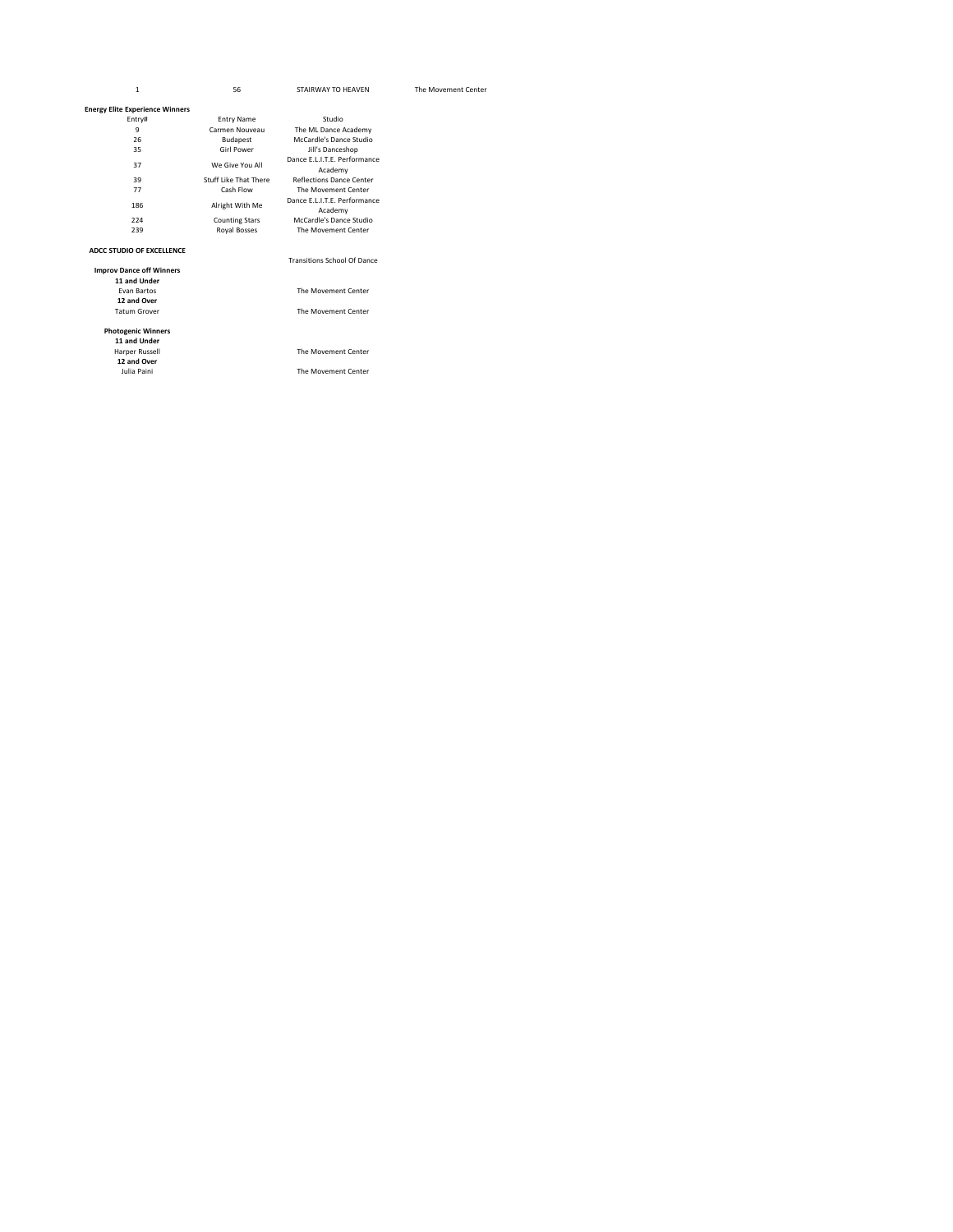| | | | |
|---|---|---|---|
| 1 | 56 | STAIRWAY TO HEAVEN | The Movement Center |

**Energy Elite Experience Winners**

| Entry# | Entry Name | Studio |
|---|---|---|
| 9 | Carmen Nouveau | The ML Dance Academy |
| 26 | Budapest | McCardle's Dance Studio |
| 35 | Girl Power | Jill's Danceshop |
| 37 | We Give You All | Dance E.L.I.T.E. Performance Academy |
| 39 | Stuff Like That There | Reflections Dance Center |
| 77 | Cash Flow | The Movement Center |
| 186 | Alright With Me | Dance E.L.I.T.E. Performance Academy |
| 224 | Counting Stars | McCardle's Dance Studio |
| 239 | Royal Bosses | The Movement Center |

**ADCC STUDIO OF EXCELLENCE**

Transitions School Of Dance

**Improv Dance off Winners**

**11 and Under**

Evan Bartos — The Movement Center

**12 and Over**

Tatum Grover — The Movement Center

**Photogenic Winners**

**11 and Under**

Harper Russell — The Movement Center

**12 and Over**

Julia Paini — The Movement Center